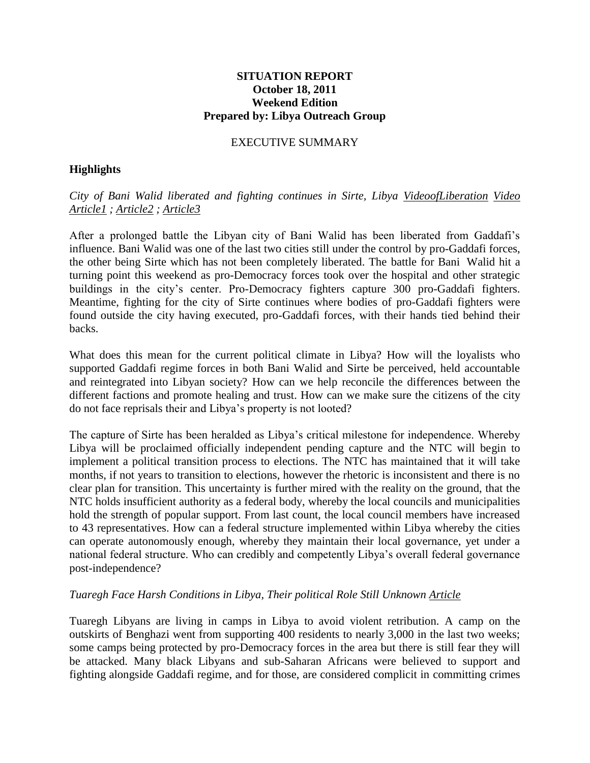**SITUATION REPORT**
**October 18, 2011**
**Weekend Edition**
**Prepared by: Libya Outreach Group**

EXECUTIVE SUMMARY

## Highlights

*City of Bani Walid liberated and fighting continues in Sirte, Libya* VideoofLiberation Video *Article1 ; Article2 ; Article3*

After a prolonged battle the Libyan city of Bani Walid has been liberated from Gaddafi's influence. Bani Walid was one of the last two cities still under the control by pro-Gaddafi forces, the other being Sirte which has not been completely liberated. The battle for Bani Walid hit a turning point this weekend as pro-Democracy forces took over the hospital and other strategic buildings in the city's center. Pro-Democracy fighters capture 300 pro-Gaddafi fighters. Meantime, fighting for the city of Sirte continues where bodies of pro-Gaddafi fighters were found outside the city having executed, pro-Gaddafi forces, with their hands tied behind their backs.

What does this mean for the current political climate in Libya? How will the loyalists who supported Gaddafi regime forces in both Bani Walid and Sirte be perceived, held accountable and reintegrated into Libyan society? How can we help reconcile the differences between the different factions and promote healing and trust. How can we make sure the citizens of the city do not face reprisals their and Libya's property is not looted?

The capture of Sirte has been heralded as Libya's critical milestone for independence. Whereby Libya will be proclaimed officially independent pending capture and the NTC will begin to implement a political transition process to elections. The NTC has maintained that it will take months, if not years to transition to elections, however the rhetoric is inconsistent and there is no clear plan for transition. This uncertainty is further mired with the reality on the ground, that the NTC holds insufficient authority as a federal body, whereby the local councils and municipalities hold the strength of popular support. From last count, the local council members have increased to 43 representatives. How can a federal structure implemented within Libya whereby the cities can operate autonomously enough, whereby they maintain their local governance, yet under a national federal structure. Who can credibly and competently Libya's overall federal governance post-independence?

*Tuaregh Face Harsh Conditions in Libya, Their political Role Still Unknown* Article

Tuaregh Libyans are living in camps in Libya to avoid violent retribution. A camp on the outskirts of Benghazi went from supporting 400 residents to nearly 3,000 in the last two weeks; some camps being protected by pro-Democracy forces in the area but there is still fear they will be attacked. Many black Libyans and sub-Saharan Africans were believed to support and fighting alongside Gaddafi regime, and for those, are considered complicit in committing crimes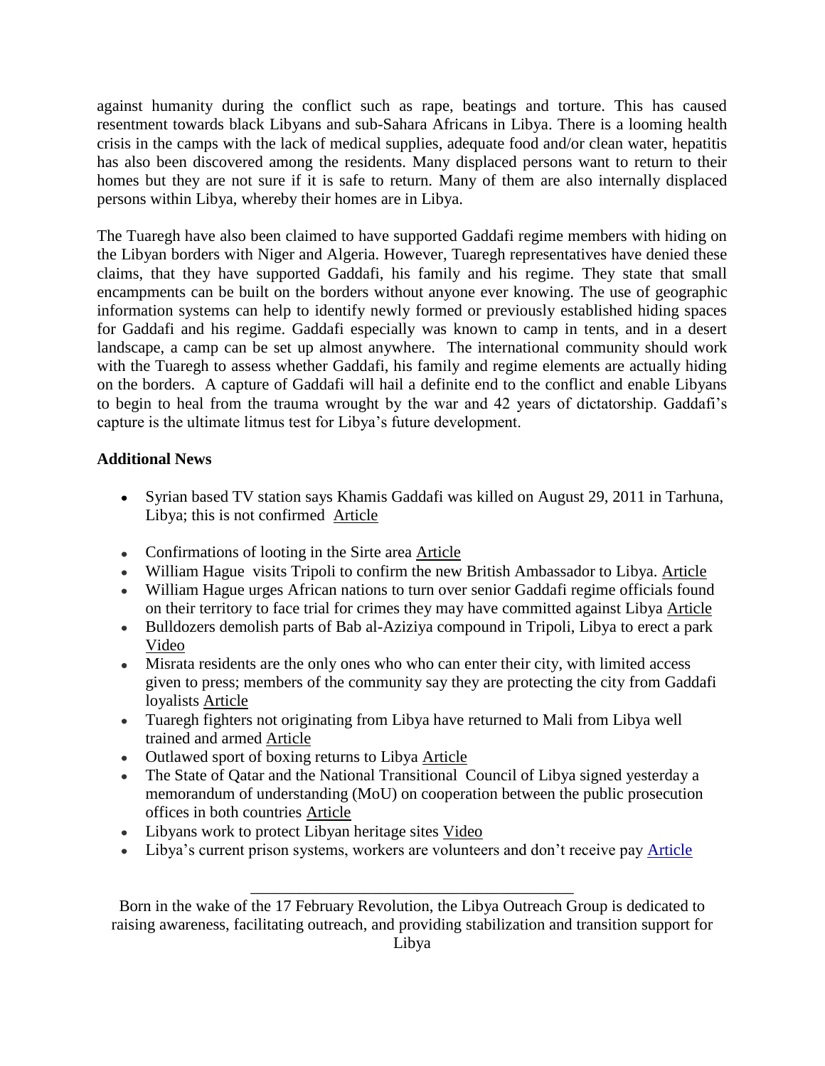against humanity during the conflict such as rape, beatings and torture. This has caused resentment towards black Libyans and sub-Sahara Africans in Libya. There is a looming health crisis in the camps with the lack of medical supplies, adequate food and/or clean water, hepatitis has also been discovered among the residents. Many displaced persons want to return to their homes but they are not sure if it is safe to return. Many of them are also internally displaced persons within Libya, whereby their homes are in Libya.

The Tuaregh have also been claimed to have supported Gaddafi regime members with hiding on the Libyan borders with Niger and Algeria. However, Tuaregh representatives have denied these claims, that they have supported Gaddafi, his family and his regime. They state that small encampments can be built on the borders without anyone ever knowing. The use of geographic information systems can help to identify newly formed or previously established hiding spaces for Gaddafi and his regime. Gaddafi especially was known to camp in tents, and in a desert landscape, a camp can be set up almost anywhere. The international community should work with the Tuaregh to assess whether Gaddafi, his family and regime elements are actually hiding on the borders. A capture of Gaddafi will hail a definite end to the conflict and enable Libyans to begin to heal from the trauma wrought by the war and 42 years of dictatorship. Gaddafi's capture is the ultimate litmus test for Libya's future development.

**Additional News**

- Syrian based TV station says Khamis Gaddafi was killed on August 29, 2011 in Tarhuna, Libya; this is not confirmed Article
- Confirmations of looting in the Sirte area Article
- William Hague visits Tripoli to confirm the new British Ambassador to Libya. Article
- William Hague urges African nations to turn over senior Gaddafi regime officials found on their territory to face trial for crimes they may have committed against Libya Article
- Bulldozers demolish parts of Bab al-Aziziya compound in Tripoli, Libya to erect a park Video
- Misrata residents are the only ones who who can enter their city, with limited access given to press; members of the community say they are protecting the city from Gaddafi loyalists Article
- Tuaregh fighters not originating from Libya have returned to Mali from Libya well trained and armed Article
- Outlawed sport of boxing returns to Libya Article
- The State of Qatar and the National Transitional Council of Libya signed yesterday a memorandum of understanding (MoU) on cooperation between the public prosecution offices in both countries Article
- Libyans work to protect Libyan heritage sites Video
- Libya's current prison systems, workers are volunteers and don't receive pay Article

---

Born in the wake of the 17 February Revolution, the Libya Outreach Group is dedicated to raising awareness, facilitating outreach, and providing stabilization and transition support for Libya